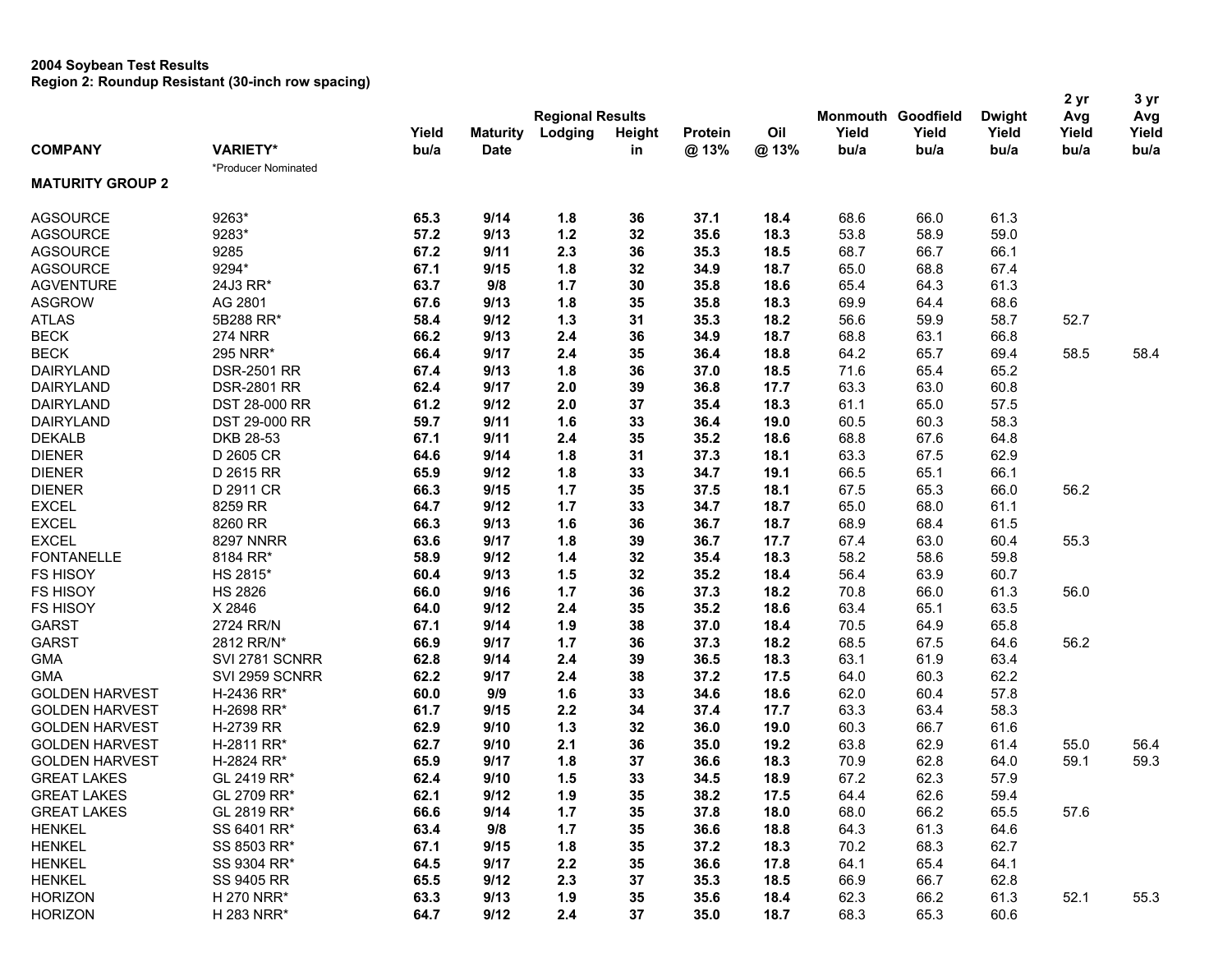**2004 Soybean Test Results**
**Region 2: Roundup Resistant (30-inch row spacing)**

| COMPANY | VARIETY* | Regional Results Yield bu/a | Maturity Date | Lodging | Height in | Protein @ 13% | Oil @ 13% | Monmouth Yield bu/a | Goodfield Yield bu/a | Dwight Yield bu/a | 2 yr Avg Yield bu/a | 3 yr Avg Yield bu/a |
|---|---|---|---|---|---|---|---|---|---|---|---|---|
| | *Producer Nominated | | | | | | | | | | | |
| **MATURITY GROUP 2** | | | | | | | | | | | | |
| AGSOURCE | 9263* | **65.3** | **9/14** | **1.8** | **36** | **37.1** | **18.4** | 68.6 | 66.0 | 61.3 | | |
| AGSOURCE | 9283* | **57.2** | **9/13** | **1.2** | **32** | **35.6** | **18.3** | 53.8 | 58.9 | 59.0 | | |
| AGSOURCE | 9285 | **67.2** | **9/11** | **2.3** | **36** | **35.3** | **18.5** | 68.7 | 66.7 | 66.1 | | |
| AGSOURCE | 9294* | **67.1** | **9/15** | **1.8** | **32** | **34.9** | **18.7** | 65.0 | 68.8 | 67.4 | | |
| AGVENTURE | 24J3 RR* | **63.7** | **9/8** | **1.7** | **30** | **35.8** | **18.6** | 65.4 | 64.3 | 61.3 | | |
| ASGROW | AG 2801 | **67.6** | **9/13** | **1.8** | **35** | **35.8** | **18.3** | 69.9 | 64.4 | 68.6 | | |
| ATLAS | 5B288 RR* | **58.4** | **9/12** | **1.3** | **31** | **35.3** | **18.2** | 56.6 | 59.9 | 58.7 | 52.7 | |
| BECK | 274 NRR | **66.2** | **9/13** | **2.4** | **36** | **34.9** | **18.7** | 68.8 | 63.1 | 66.8 | | |
| BECK | 295 NRR* | **66.4** | **9/17** | **2.4** | **35** | **36.4** | **18.8** | 64.2 | 65.7 | 69.4 | 58.5 | 58.4 |
| DAIRYLAND | DSR-2501 RR | **67.4** | **9/13** | **1.8** | **36** | **37.0** | **18.5** | 71.6 | 65.4 | 65.2 | | |
| DAIRYLAND | DSR-2801 RR | **62.4** | **9/17** | **2.0** | **39** | **36.8** | **17.7** | 63.3 | 63.0 | 60.8 | | |
| DAIRYLAND | DST 28-000 RR | **61.2** | **9/12** | **2.0** | **37** | **35.4** | **18.3** | 61.1 | 65.0 | 57.5 | | |
| DAIRYLAND | DST 29-000 RR | **59.7** | **9/11** | **1.6** | **33** | **36.4** | **19.0** | 60.5 | 60.3 | 58.3 | | |
| DEKALB | DKB 28-53 | **67.1** | **9/11** | **2.4** | **35** | **35.2** | **18.6** | 68.8 | 67.6 | 64.8 | | |
| DIENER | D 2605 CR | **64.6** | **9/14** | **1.8** | **31** | **37.3** | **18.1** | 63.3 | 67.5 | 62.9 | | |
| DIENER | D 2615 RR | **65.9** | **9/12** | **1.8** | **33** | **34.7** | **19.1** | 66.5 | 65.1 | 66.1 | | |
| DIENER | D 2911 CR | **66.3** | **9/15** | **1.7** | **35** | **37.5** | **18.1** | 67.5 | 65.3 | 66.0 | 56.2 | |
| EXCEL | 8259 RR | **64.7** | **9/12** | **1.7** | **33** | **34.7** | **18.7** | 65.0 | 68.0 | 61.1 | | |
| EXCEL | 8260 RR | **66.3** | **9/13** | **1.6** | **36** | **36.7** | **18.7** | 68.9 | 68.4 | 61.5 | | |
| EXCEL | 8297 NNRR | **63.6** | **9/17** | **1.8** | **39** | **36.7** | **17.7** | 67.4 | 63.0 | 60.4 | 55.3 | |
| FONTANELLE | 8184 RR* | **58.9** | **9/12** | **1.4** | **32** | **35.4** | **18.3** | 58.2 | 58.6 | 59.8 | | |
| FS HISOY | HS 2815* | **60.4** | **9/13** | **1.5** | **32** | **35.2** | **18.4** | 56.4 | 63.9 | 60.7 | | |
| FS HISOY | HS 2826 | **66.0** | **9/16** | **1.7** | **36** | **37.3** | **18.2** | 70.8 | 66.0 | 61.3 | 56.0 | |
| FS HISOY | X 2846 | **64.0** | **9/12** | **2.4** | **35** | **35.2** | **18.6** | 63.4 | 65.1 | 63.5 | | |
| GARST | 2724 RR/N | **67.1** | **9/14** | **1.9** | **38** | **37.0** | **18.4** | 70.5 | 64.9 | 65.8 | | |
| GARST | 2812 RR/N* | **66.9** | **9/17** | **1.7** | **36** | **37.3** | **18.2** | 68.5 | 67.5 | 64.6 | 56.2 | |
| GMA | SVI 2781 SCNRR | **62.8** | **9/14** | **2.4** | **39** | **36.5** | **18.3** | 63.1 | 61.9 | 63.4 | | |
| GMA | SVI 2959 SCNRR | **62.2** | **9/17** | **2.4** | **38** | **37.2** | **17.5** | 64.0 | 60.3 | 62.2 | | |
| GOLDEN HARVEST | H-2436 RR* | **60.0** | **9/9** | **1.6** | **33** | **34.6** | **18.6** | 62.0 | 60.4 | 57.8 | | |
| GOLDEN HARVEST | H-2698 RR* | **61.7** | **9/15** | **2.2** | **34** | **37.4** | **17.7** | 63.3 | 63.4 | 58.3 | | |
| GOLDEN HARVEST | H-2739 RR | **62.9** | **9/10** | **1.3** | **32** | **36.0** | **19.0** | 60.3 | 66.7 | 61.6 | | |
| GOLDEN HARVEST | H-2811 RR* | **62.7** | **9/10** | **2.1** | **36** | **35.0** | **19.2** | 63.8 | 62.9 | 61.4 | 55.0 | 56.4 |
| GOLDEN HARVEST | H-2824 RR* | **65.9** | **9/17** | **1.8** | **37** | **36.6** | **18.3** | 70.9 | 62.8 | 64.0 | 59.1 | 59.3 |
| GREAT LAKES | GL 2419 RR* | **62.4** | **9/10** | **1.5** | **33** | **34.5** | **18.9** | 67.2 | 62.3 | 57.9 | | |
| GREAT LAKES | GL 2709 RR* | **62.1** | **9/12** | **1.9** | **35** | **38.2** | **17.5** | 64.4 | 62.6 | 59.4 | | |
| GREAT LAKES | GL 2819 RR* | **66.6** | **9/14** | **1.7** | **35** | **37.8** | **18.0** | 68.0 | 66.2 | 65.5 | 57.6 | |
| HENKEL | SS 6401 RR* | **63.4** | **9/8** | **1.7** | **35** | **36.6** | **18.8** | 64.3 | 61.3 | 64.6 | | |
| HENKEL | SS 8503 RR* | **67.1** | **9/15** | **1.8** | **35** | **37.2** | **18.3** | 70.2 | 68.3 | 62.7 | | |
| HENKEL | SS 9304 RR* | **64.5** | **9/17** | **2.2** | **35** | **36.6** | **17.8** | 64.1 | 65.4 | 64.1 | | |
| HENKEL | SS 9405 RR | **65.5** | **9/12** | **2.3** | **37** | **35.3** | **18.5** | 66.9 | 66.7 | 62.8 | | |
| HORIZON | H 270 NRR* | **63.3** | **9/13** | **1.9** | **35** | **35.6** | **18.4** | 62.3 | 66.2 | 61.3 | 52.1 | 55.3 |
| HORIZON | H 283 NRR* | **64.7** | **9/12** | **2.4** | **37** | **35.0** | **18.7** | 68.3 | 65.3 | 60.6 | | |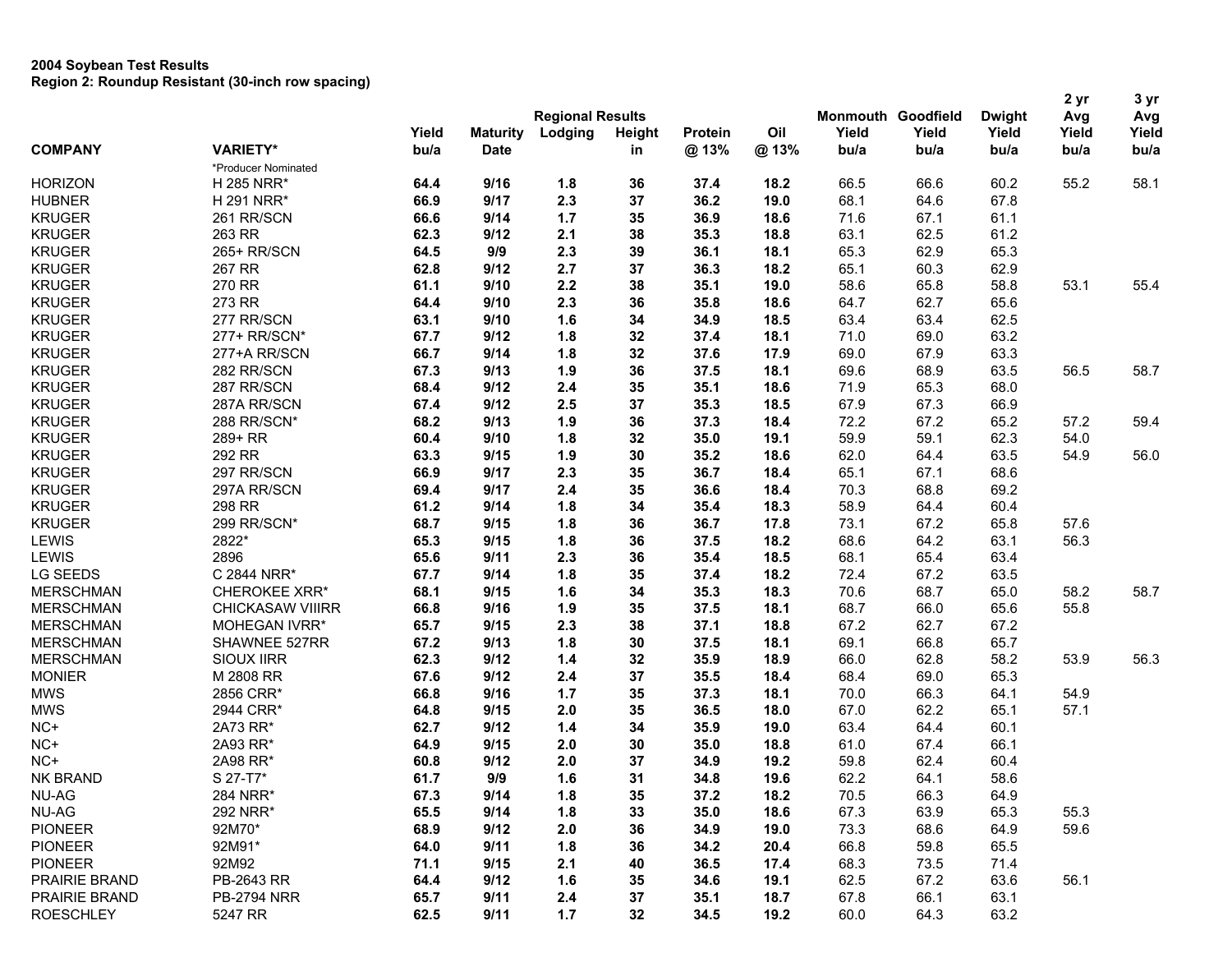**2004 Soybean Test Results**
**Region 2: Roundup Resistant (30-inch row spacing)**

| COMPANY | VARIETY* | Yield bu/a | Maturity Date | Regional Results Lodging | Height in | Protein @ 13% | Oil @ 13% | Monmouth Yield bu/a | Goodfield Yield bu/a | Dwight Yield bu/a | 2 yr Avg Yield bu/a | 3 yr Avg Yield bu/a |
|---|---|---|---|---|---|---|---|---|---|---|---|---|
| | *Producer Nominated | | | | | | | | | | | |
| HORIZON | H 285 NRR* | **64.4** | **9/16** | **1.8** | **36** | **37.4** | **18.2** | 66.5 | 66.6 | 60.2 | 55.2 | 58.1 |
| HUBNER | H 291 NRR* | **66.9** | **9/17** | **2.3** | **37** | **36.2** | **19.0** | 68.1 | 64.6 | 67.8 | | |
| KRUGER | 261 RR/SCN | **66.6** | **9/14** | **1.7** | **35** | **36.9** | **18.6** | 71.6 | 67.1 | 61.1 | | |
| KRUGER | 263 RR | **62.3** | **9/12** | **2.1** | **38** | **35.3** | **18.8** | 63.1 | 62.5 | 61.2 | | |
| KRUGER | 265+ RR/SCN | **64.5** | **9/9** | **2.3** | **39** | **36.1** | **18.1** | 65.3 | 62.9 | 65.3 | | |
| KRUGER | 267 RR | **62.8** | **9/12** | **2.7** | **37** | **36.3** | **18.2** | 65.1 | 60.3 | 62.9 | | |
| KRUGER | 270 RR | **61.1** | **9/10** | **2.2** | **38** | **35.1** | **19.0** | 58.6 | 65.8 | 58.8 | 53.1 | 55.4 |
| KRUGER | 273 RR | **64.4** | **9/10** | **2.3** | **36** | **35.8** | **18.6** | 64.7 | 62.7 | 65.6 | | |
| KRUGER | 277 RR/SCN | **63.1** | **9/10** | **1.6** | **34** | **34.9** | **18.5** | 63.4 | 63.4 | 62.5 | | |
| KRUGER | 277+ RR/SCN* | **67.7** | **9/12** | **1.8** | **32** | **37.4** | **18.1** | 71.0 | 69.0 | 63.2 | | |
| KRUGER | 277+A RR/SCN | **66.7** | **9/14** | **1.8** | **32** | **37.6** | **17.9** | 69.0 | 67.9 | 63.3 | | |
| KRUGER | 282 RR/SCN | **67.3** | **9/13** | **1.9** | **36** | **37.5** | **18.1** | 69.6 | 68.9 | 63.5 | 56.5 | 58.7 |
| KRUGER | 287 RR/SCN | **68.4** | **9/12** | **2.4** | **35** | **35.1** | **18.6** | 71.9 | 65.3 | 68.0 | | |
| KRUGER | 287A RR/SCN | **67.4** | **9/12** | **2.5** | **37** | **35.3** | **18.5** | 67.9 | 67.3 | 66.9 | | |
| KRUGER | 288 RR/SCN* | **68.2** | **9/13** | **1.9** | **36** | **37.3** | **18.4** | 72.2 | 67.2 | 65.2 | 57.2 | 59.4 |
| KRUGER | 289+ RR | **60.4** | **9/10** | **1.8** | **32** | **35.0** | **19.1** | 59.9 | 59.1 | 62.3 | 54.0 | |
| KRUGER | 292 RR | **63.3** | **9/15** | **1.9** | **30** | **35.2** | **18.6** | 62.0 | 64.4 | 63.5 | 54.9 | 56.0 |
| KRUGER | 297 RR/SCN | **66.9** | **9/17** | **2.3** | **35** | **36.7** | **18.4** | 65.1 | 67.1 | 68.6 | | |
| KRUGER | 297A RR/SCN | **69.4** | **9/17** | **2.4** | **35** | **36.6** | **18.4** | 70.3 | 68.8 | 69.2 | | |
| KRUGER | 298 RR | **61.2** | **9/14** | **1.8** | **34** | **35.4** | **18.3** | 58.9 | 64.4 | 60.4 | | |
| KRUGER | 299 RR/SCN* | **68.7** | **9/15** | **1.8** | **36** | **36.7** | **17.8** | 73.1 | 67.2 | 65.8 | 57.6 | |
| LEWIS | 2822* | **65.3** | **9/15** | **1.8** | **36** | **37.5** | **18.2** | 68.6 | 64.2 | 63.1 | 56.3 | |
| LEWIS | 2896 | **65.6** | **9/11** | **2.3** | **36** | **35.4** | **18.5** | 68.1 | 65.4 | 63.4 | | |
| LG SEEDS | C 2844 NRR* | **67.7** | **9/14** | **1.8** | **35** | **37.4** | **18.2** | 72.4 | 67.2 | 63.5 | | |
| MERSCHMAN | CHEROKEE XRR* | **68.1** | **9/15** | **1.6** | **34** | **35.3** | **18.3** | 70.6 | 68.7 | 65.0 | 58.2 | 58.7 |
| MERSCHMAN | CHICKASAW VIIIRR | **66.8** | **9/16** | **1.9** | **35** | **37.5** | **18.1** | 68.7 | 66.0 | 65.6 | 55.8 | |
| MERSCHMAN | MOHEGAN IVRR* | **65.7** | **9/15** | **2.3** | **38** | **37.1** | **18.8** | 67.2 | 62.7 | 67.2 | | |
| MERSCHMAN | SHAWNEE 527RR | **67.2** | **9/13** | **1.8** | **30** | **37.5** | **18.1** | 69.1 | 66.8 | 65.7 | | |
| MERSCHMAN | SIOUX IIRR | **62.3** | **9/12** | **1.4** | **32** | **35.9** | **18.9** | 66.0 | 62.8 | 58.2 | 53.9 | 56.3 |
| MONIER | M 2808 RR | **67.6** | **9/12** | **2.4** | **37** | **35.5** | **18.4** | 68.4 | 69.0 | 65.3 | | |
| MWS | 2856 CRR* | **66.8** | **9/16** | **1.7** | **35** | **37.3** | **18.1** | 70.0 | 66.3 | 64.1 | 54.9 | |
| MWS | 2944 CRR* | **64.8** | **9/15** | **2.0** | **35** | **36.5** | **18.0** | 67.0 | 62.2 | 65.1 | 57.1 | |
| NC+ | 2A73 RR* | **62.7** | **9/12** | **1.4** | **34** | **35.9** | **19.0** | 63.4 | 64.4 | 60.1 | | |
| NC+ | 2A93 RR* | **64.9** | **9/15** | **2.0** | **30** | **35.0** | **18.8** | 61.0 | 67.4 | 66.1 | | |
| NC+ | 2A98 RR* | **60.8** | **9/12** | **2.0** | **37** | **34.9** | **19.2** | 59.8 | 62.4 | 60.4 | | |
| NK BRAND | S 27-T7* | **61.7** | **9/9** | **1.6** | **31** | **34.8** | **19.6** | 62.2 | 64.1 | 58.6 | | |
| NU-AG | 284 NRR* | **67.3** | **9/14** | **1.8** | **35** | **37.2** | **18.2** | 70.5 | 66.3 | 64.9 | | |
| NU-AG | 292 NRR* | **65.5** | **9/14** | **1.8** | **33** | **35.0** | **18.6** | 67.3 | 63.9 | 65.3 | 55.3 | |
| PIONEER | 92M70* | **68.9** | **9/12** | **2.0** | **36** | **34.9** | **19.0** | 73.3 | 68.6 | 64.9 | 59.6 | |
| PIONEER | 92M91* | **64.0** | **9/11** | **1.8** | **36** | **34.2** | **20.4** | 66.8 | 59.8 | 65.5 | | |
| PIONEER | 92M92 | **71.1** | **9/15** | **2.1** | **40** | **36.5** | **17.4** | 68.3 | 73.5 | 71.4 | | |
| PRAIRIE BRAND | PB-2643 RR | **64.4** | **9/12** | **1.6** | **35** | **34.6** | **19.1** | 62.5 | 67.2 | 63.6 | 56.1 | |
| PRAIRIE BRAND | PB-2794 NRR | **65.7** | **9/11** | **2.4** | **37** | **35.1** | **18.7** | 67.8 | 66.1 | 63.1 | | |
| ROESCHLEY | 5247 RR | **62.5** | **9/11** | **1.7** | **32** | **34.5** | **19.2** | 60.0 | 64.3 | 63.2 | | |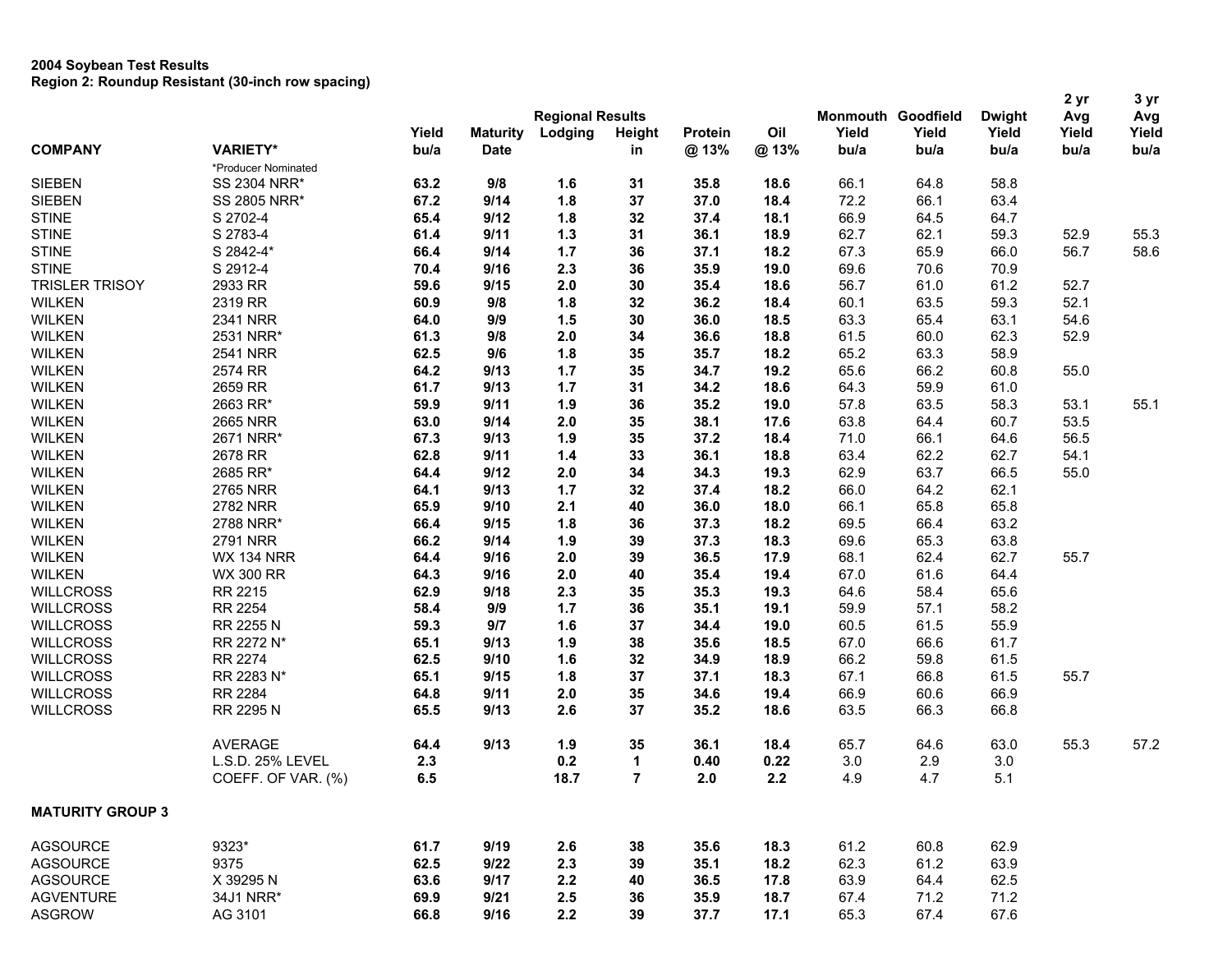**2004 Soybean Test Results**
**Region 2: Roundup Resistant (30-inch row spacing)**

| COMPANY | VARIETY* | Yield bu/a | Maturity Date | Regional Results Lodging | Height in | Protein @ 13% | Oil @ 13% | Monmouth Yield bu/a | Goodfield Yield bu/a | Dwight Yield bu/a | 2 yr Avg Yield bu/a | 3 yr Avg Yield bu/a |
|---|---|---|---|---|---|---|---|---|---|---|---|---|
| | *Producer Nominated | | | | | | | | | | | |
| SIEBEN | SS 2304 NRR* | **63.2** | **9/8** | **1.6** | **31** | **35.8** | **18.6** | 66.1 | 64.8 | 58.8 | | |
| SIEBEN | SS 2805 NRR* | **67.2** | **9/14** | **1.8** | **37** | **37.0** | **18.4** | 72.2 | 66.1 | 63.4 | | |
| STINE | S 2702-4 | **65.4** | **9/12** | **1.8** | **32** | **37.4** | **18.1** | 66.9 | 64.5 | 64.7 | | |
| STINE | S 2783-4 | **61.4** | **9/11** | **1.3** | **31** | **36.1** | **18.9** | 62.7 | 62.1 | 59.3 | 52.9 | 55.3 |
| STINE | S 2842-4* | **66.4** | **9/14** | **1.7** | **36** | **37.1** | **18.2** | 67.3 | 65.9 | 66.0 | 56.7 | 58.6 |
| STINE | S 2912-4 | **70.4** | **9/16** | **2.3** | **36** | **35.9** | **19.0** | 69.6 | 70.6 | 70.9 | | |
| TRISLER TRISOY | 2933 RR | **59.6** | **9/15** | **2.0** | **30** | **35.4** | **18.6** | 56.7 | 61.0 | 61.2 | 52.7 | |
| WILKEN | 2319 RR | **60.9** | **9/8** | **1.8** | **32** | **36.2** | **18.4** | 60.1 | 63.5 | 59.3 | 52.1 | |
| WILKEN | 2341 NRR | **64.0** | **9/9** | **1.5** | **30** | **36.0** | **18.5** | 63.3 | 65.4 | 63.1 | 54.6 | |
| WILKEN | 2531 NRR* | **61.3** | **9/8** | **2.0** | **34** | **36.6** | **18.8** | 61.5 | 60.0 | 62.3 | 52.9 | |
| WILKEN | 2541 NRR | **62.5** | **9/6** | **1.8** | **35** | **35.7** | **18.2** | 65.2 | 63.3 | 58.9 | | |
| WILKEN | 2574 RR | **64.2** | **9/13** | **1.7** | **35** | **34.7** | **19.2** | 65.6 | 66.2 | 60.8 | 55.0 | |
| WILKEN | 2659 RR | **61.7** | **9/13** | **1.7** | **31** | **34.2** | **18.6** | 64.3 | 59.9 | 61.0 | | |
| WILKEN | 2663 RR* | **59.9** | **9/11** | **1.9** | **36** | **35.2** | **19.0** | 57.8 | 63.5 | 58.3 | 53.1 | 55.1 |
| WILKEN | 2665 NRR | **63.0** | **9/14** | **2.0** | **35** | **38.1** | **17.6** | 63.8 | 64.4 | 60.7 | 53.5 | |
| WILKEN | 2671 NRR* | **67.3** | **9/13** | **1.9** | **35** | **37.2** | **18.4** | 71.0 | 66.1 | 64.6 | 56.5 | |
| WILKEN | 2678 RR | **62.8** | **9/11** | **1.4** | **33** | **36.1** | **18.8** | 63.4 | 62.2 | 62.7 | 54.1 | |
| WILKEN | 2685 RR* | **64.4** | **9/12** | **2.0** | **34** | **34.3** | **19.3** | 62.9 | 63.7 | 66.5 | 55.0 | |
| WILKEN | 2765 NRR | **64.1** | **9/13** | **1.7** | **32** | **37.4** | **18.2** | 66.0 | 64.2 | 62.1 | | |
| WILKEN | 2782 NRR | **65.9** | **9/10** | **2.1** | **40** | **36.0** | **18.0** | 66.1 | 65.8 | 65.8 | | |
| WILKEN | 2788 NRR* | **66.4** | **9/15** | **1.8** | **36** | **37.3** | **18.2** | 69.5 | 66.4 | 63.2 | | |
| WILKEN | 2791 NRR | **66.2** | **9/14** | **1.9** | **39** | **37.3** | **18.3** | 69.6 | 65.3 | 63.8 | | |
| WILKEN | WX 134 NRR | **64.4** | **9/16** | **2.0** | **39** | **36.5** | **17.9** | 68.1 | 62.4 | 62.7 | 55.7 | |
| WILKEN | WX 300 RR | **64.3** | **9/16** | **2.0** | **40** | **35.4** | **19.4** | 67.0 | 61.6 | 64.4 | | |
| WILLCROSS | RR 2215 | **62.9** | **9/18** | **2.3** | **35** | **35.3** | **19.3** | 64.6 | 58.4 | 65.6 | | |
| WILLCROSS | RR 2254 | **58.4** | **9/9** | **1.7** | **36** | **35.1** | **19.1** | 59.9 | 57.1 | 58.2 | | |
| WILLCROSS | RR 2255 N | **59.3** | **9/7** | **1.6** | **37** | **34.4** | **19.0** | 60.5 | 61.5 | 55.9 | | |
| WILLCROSS | RR 2272 N* | **65.1** | **9/13** | **1.9** | **38** | **35.6** | **18.5** | 67.0 | 66.6 | 61.7 | | |
| WILLCROSS | RR 2274 | **62.5** | **9/10** | **1.6** | **32** | **34.9** | **18.9** | 66.2 | 59.8 | 61.5 | | |
| WILLCROSS | RR 2283 N* | **65.1** | **9/15** | **1.8** | **37** | **37.1** | **18.3** | 67.1 | 66.8 | 61.5 | 55.7 | |
| WILLCROSS | RR 2284 | **64.8** | **9/11** | **2.0** | **35** | **34.6** | **19.4** | 66.9 | 60.6 | 66.9 | | |
| WILLCROSS | RR 2295 N | **65.5** | **9/13** | **2.6** | **37** | **35.2** | **18.6** | 63.5 | 66.3 | 66.8 | | |
| | AVERAGE | **64.4** | **9/13** | **1.9** | **35** | **36.1** | **18.4** | 65.7 | 64.6 | 63.0 | 55.3 | 57.2 |
| | L.S.D. 25% LEVEL | **2.3** | | **0.2** | **1** | **0.40** | **0.22** | 3.0 | 2.9 | 3.0 | | |
| | COEFF. OF VAR. (%) | **6.5** | | **18.7** | **7** | **2.0** | **2.2** | 4.9 | 4.7 | 5.1 | | |
| **MATURITY GROUP 3** | | | | | | | | | | | | |
| AGSOURCE | 9323* | **61.7** | **9/19** | **2.6** | **38** | **35.6** | **18.3** | 61.2 | 60.8 | 62.9 | | |
| AGSOURCE | 9375 | **62.5** | **9/22** | **2.3** | **39** | **35.1** | **18.2** | 62.3 | 61.2 | 63.9 | | |
| AGSOURCE | X 39295 N | **63.6** | **9/17** | **2.2** | **40** | **36.5** | **17.8** | 63.9 | 64.4 | 62.5 | | |
| AGVENTURE | 34J1 NRR* | **69.9** | **9/21** | **2.5** | **36** | **35.9** | **18.7** | 67.4 | 71.2 | 71.2 | | |
| ASGROW | AG 3101 | **66.8** | **9/16** | **2.2** | **39** | **37.7** | **17.1** | 65.3 | 67.4 | 67.6 | | |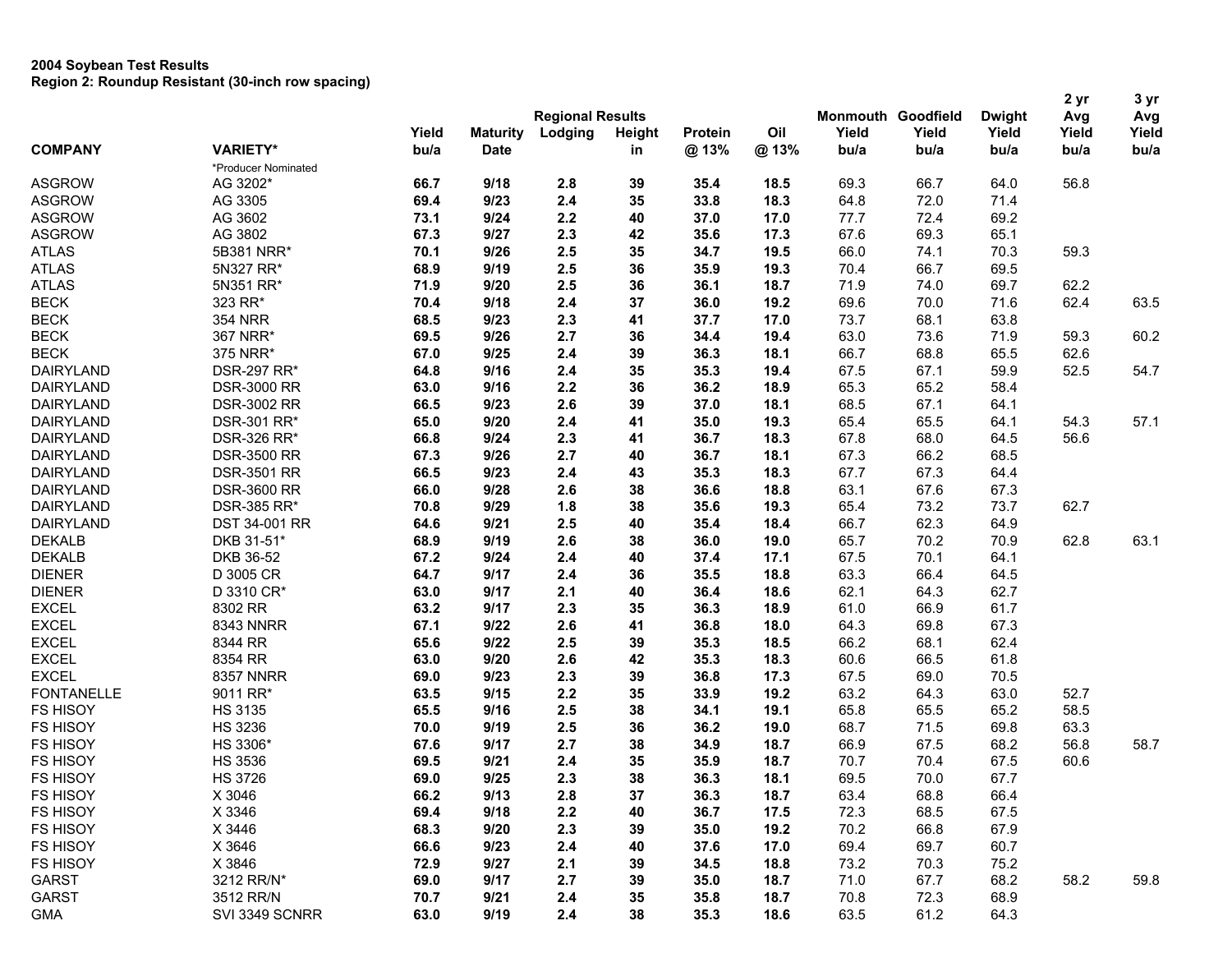**2004 Soybean Test Results**
**Region 2: Roundup Resistant (30-inch row spacing)**

| COMPANY | VARIETY* | Yield bu/a | Maturity Date | Regional Results Lodging | Height in | Protein @ 13% | Oil @ 13% | Monmouth Yield bu/a | Goodfield Yield bu/a | Dwight Yield bu/a | 2 yr Avg Yield bu/a | 3 yr Avg Yield bu/a |
|---|---|---|---|---|---|---|---|---|---|---|---|---|
| | *Producer Nominated | | | | | | | | | | | |
| ASGROW | AG 3202* | **66.7** | **9/18** | **2.8** | **39** | **35.4** | **18.5** | 69.3 | 66.7 | 64.0 | 56.8 | |
| ASGROW | AG 3305 | **69.4** | **9/23** | **2.4** | **35** | **33.8** | **18.3** | 64.8 | 72.0 | 71.4 | | |
| ASGROW | AG 3602 | **73.1** | **9/24** | **2.2** | **40** | **37.0** | **17.0** | 77.7 | 72.4 | 69.2 | | |
| ASGROW | AG 3802 | **67.3** | **9/27** | **2.3** | **42** | **35.6** | **17.3** | 67.6 | 69.3 | 65.1 | | |
| ATLAS | 5B381 NRR* | **70.1** | **9/26** | **2.5** | **35** | **34.7** | **19.5** | 66.0 | 74.1 | 70.3 | 59.3 | |
| ATLAS | 5N327 RR* | **68.9** | **9/19** | **2.5** | **36** | **35.9** | **19.3** | 70.4 | 66.7 | 69.5 | | |
| ATLAS | 5N351 RR* | **71.9** | **9/20** | **2.5** | **36** | **36.1** | **18.7** | 71.9 | 74.0 | 69.7 | 62.2 | |
| BECK | 323 RR* | **70.4** | **9/18** | **2.4** | **37** | **36.0** | **19.2** | 69.6 | 70.0 | 71.6 | 62.4 | 63.5 |
| BECK | 354 NRR | **68.5** | **9/23** | **2.3** | **41** | **37.7** | **17.0** | 73.7 | 68.1 | 63.8 | | |
| BECK | 367 NRR* | **69.5** | **9/26** | **2.7** | **36** | **34.4** | **19.4** | 63.0 | 73.6 | 71.9 | 59.3 | 60.2 |
| BECK | 375 NRR* | **67.0** | **9/25** | **2.4** | **39** | **36.3** | **18.1** | 66.7 | 68.8 | 65.5 | 62.6 | |
| DAIRYLAND | DSR-297 RR* | **64.8** | **9/16** | **2.4** | **35** | **35.3** | **19.4** | 67.5 | 67.1 | 59.9 | 52.5 | 54.7 |
| DAIRYLAND | DSR-3000 RR | **63.0** | **9/16** | **2.2** | **36** | **36.2** | **18.9** | 65.3 | 65.2 | 58.4 | | |
| DAIRYLAND | DSR-3002 RR | **66.5** | **9/23** | **2.6** | **39** | **37.0** | **18.1** | 68.5 | 67.1 | 64.1 | | |
| DAIRYLAND | DSR-301 RR* | **65.0** | **9/20** | **2.4** | **41** | **35.0** | **19.3** | 65.4 | 65.5 | 64.1 | 54.3 | 57.1 |
| DAIRYLAND | DSR-326 RR* | **66.8** | **9/24** | **2.3** | **41** | **36.7** | **18.3** | 67.8 | 68.0 | 64.5 | 56.6 | |
| DAIRYLAND | DSR-3500 RR | **67.3** | **9/26** | **2.7** | **40** | **36.7** | **18.1** | 67.3 | 66.2 | 68.5 | | |
| DAIRYLAND | DSR-3501 RR | **66.5** | **9/23** | **2.4** | **43** | **35.3** | **18.3** | 67.7 | 67.3 | 64.4 | | |
| DAIRYLAND | DSR-3600 RR | **66.0** | **9/28** | **2.6** | **38** | **36.6** | **18.8** | 63.1 | 67.6 | 67.3 | | |
| DAIRYLAND | DSR-385 RR* | **70.8** | **9/29** | **1.8** | **38** | **35.6** | **19.3** | 65.4 | 73.2 | 73.7 | 62.7 | |
| DAIRYLAND | DST 34-001 RR | **64.6** | **9/21** | **2.5** | **40** | **35.4** | **18.4** | 66.7 | 62.3 | 64.9 | | |
| DEKALB | DKB 31-51* | **68.9** | **9/19** | **2.6** | **38** | **36.0** | **19.0** | 65.7 | 70.2 | 70.9 | 62.8 | 63.1 |
| DEKALB | DKB 36-52 | **67.2** | **9/24** | **2.4** | **40** | **37.4** | **17.1** | 67.5 | 70.1 | 64.1 | | |
| DIENER | D 3005 CR | **64.7** | **9/17** | **2.4** | **36** | **35.5** | **18.8** | 63.3 | 66.4 | 64.5 | | |
| DIENER | D 3310 CR* | **63.0** | **9/17** | **2.1** | **40** | **36.4** | **18.6** | 62.1 | 64.3 | 62.7 | | |
| EXCEL | 8302 RR | **63.2** | **9/17** | **2.3** | **35** | **36.3** | **18.9** | 61.0 | 66.9 | 61.7 | | |
| EXCEL | 8343 NNRR | **67.1** | **9/22** | **2.6** | **41** | **36.8** | **18.0** | 64.3 | 69.8 | 67.3 | | |
| EXCEL | 8344 RR | **65.6** | **9/22** | **2.5** | **39** | **35.3** | **18.5** | 66.2 | 68.1 | 62.4 | | |
| EXCEL | 8354 RR | **63.0** | **9/20** | **2.6** | **42** | **35.3** | **18.3** | 60.6 | 66.5 | 61.8 | | |
| EXCEL | 8357 NNRR | **69.0** | **9/23** | **2.3** | **39** | **36.8** | **17.3** | 67.5 | 69.0 | 70.5 | | |
| FONTANELLE | 9011 RR* | **63.5** | **9/15** | **2.2** | **35** | **33.9** | **19.2** | 63.2 | 64.3 | 63.0 | 52.7 | |
| FS HISOY | HS 3135 | **65.5** | **9/16** | **2.5** | **38** | **34.1** | **19.1** | 65.8 | 65.5 | 65.2 | 58.5 | |
| FS HISOY | HS 3236 | **70.0** | **9/19** | **2.5** | **36** | **36.2** | **19.0** | 68.7 | 71.5 | 69.8 | 63.3 | |
| FS HISOY | HS 3306* | **67.6** | **9/17** | **2.7** | **38** | **34.9** | **18.7** | 66.9 | 67.5 | 68.2 | 56.8 | 58.7 |
| FS HISOY | HS 3536 | **69.5** | **9/21** | **2.4** | **35** | **35.9** | **18.7** | 70.7 | 70.4 | 67.5 | 60.6 | |
| FS HISOY | HS 3726 | **69.0** | **9/25** | **2.3** | **38** | **36.3** | **18.1** | 69.5 | 70.0 | 67.7 | | |
| FS HISOY | X 3046 | **66.2** | **9/13** | **2.8** | **37** | **36.3** | **18.7** | 63.4 | 68.8 | 66.4 | | |
| FS HISOY | X 3346 | **69.4** | **9/18** | **2.2** | **40** | **36.7** | **17.5** | 72.3 | 68.5 | 67.5 | | |
| FS HISOY | X 3446 | **68.3** | **9/20** | **2.3** | **39** | **35.0** | **19.2** | 70.2 | 66.8 | 67.9 | | |
| FS HISOY | X 3646 | **66.6** | **9/23** | **2.4** | **40** | **37.6** | **17.0** | 69.4 | 69.7 | 60.7 | | |
| FS HISOY | X 3846 | **72.9** | **9/27** | **2.1** | **39** | **34.5** | **18.8** | 73.2 | 70.3 | 75.2 | | |
| GARST | 3212 RR/N* | **69.0** | **9/17** | **2.7** | **39** | **35.0** | **18.7** | 71.0 | 67.7 | 68.2 | 58.2 | 59.8 |
| GARST | 3512 RR/N | **70.7** | **9/21** | **2.4** | **35** | **35.8** | **18.7** | 70.8 | 72.3 | 68.9 | | |
| GMA | SVI 3349 SCNRR | **63.0** | **9/19** | **2.4** | **38** | **35.3** | **18.6** | 63.5 | 61.2 | 64.3 | | |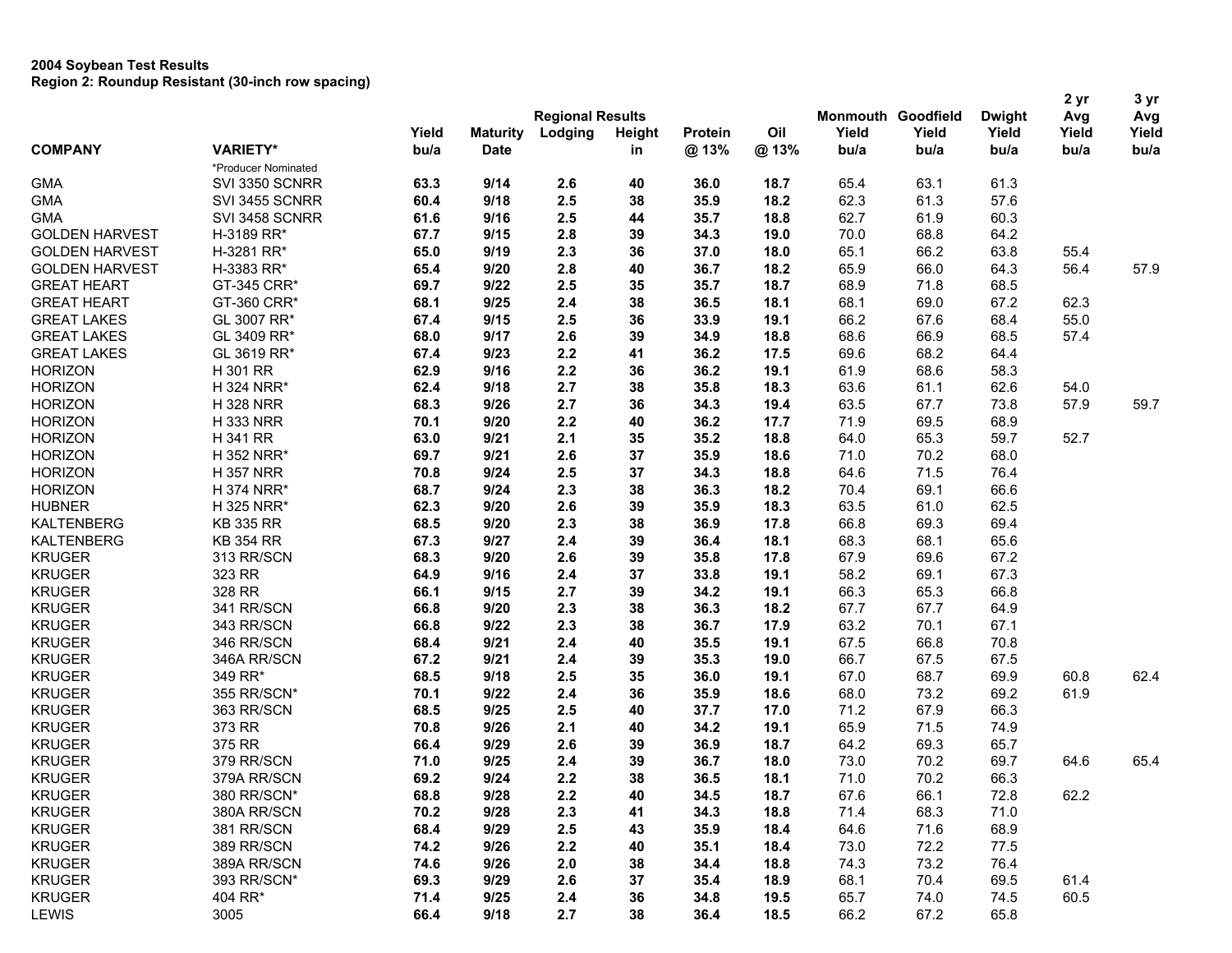**2004 Soybean Test Results**
**Region 2: Roundup Resistant (30-inch row spacing)**

| COMPANY | VARIETY* | Yield bu/a | Maturity Date | Regional Results Lodging | Height in | Protein @ 13% | Oil @ 13% | Monmouth Yield bu/a | Goodfield Yield bu/a | Dwight Yield bu/a | 2 yr Avg Yield bu/a | 3 yr Avg Yield bu/a |
|---|---|---|---|---|---|---|---|---|---|---|---|---|
| | *Producer Nominated | | | | | | | | | | | |
| GMA | SVI 3350 SCNRR | **63.3** | **9/14** | **2.6** | **40** | **36.0** | **18.7** | 65.4 | 63.1 | 61.3 | | |
| GMA | SVI 3455 SCNRR | **60.4** | **9/18** | **2.5** | **38** | **35.9** | **18.2** | 62.3 | 61.3 | 57.6 | | |
| GMA | SVI 3458 SCNRR | **61.6** | **9/16** | **2.5** | **44** | **35.7** | **18.8** | 62.7 | 61.9 | 60.3 | | |
| GOLDEN HARVEST | H-3189 RR* | **67.7** | **9/15** | **2.8** | **39** | **34.3** | **19.0** | 70.0 | 68.8 | 64.2 | | |
| GOLDEN HARVEST | H-3281 RR* | **65.0** | **9/19** | **2.3** | **36** | **37.0** | **18.0** | 65.1 | 66.2 | 63.8 | 55.4 | |
| GOLDEN HARVEST | H-3383 RR* | **65.4** | **9/20** | **2.8** | **40** | **36.7** | **18.2** | 65.9 | 66.0 | 64.3 | 56.4 | 57.9 |
| GREAT HEART | GT-345 CRR* | **69.7** | **9/22** | **2.5** | **35** | **35.7** | **18.7** | 68.9 | 71.8 | 68.5 | | |
| GREAT HEART | GT-360 CRR* | **68.1** | **9/25** | **2.4** | **38** | **36.5** | **18.1** | 68.1 | 69.0 | 67.2 | 62.3 | |
| GREAT LAKES | GL 3007 RR* | **67.4** | **9/15** | **2.5** | **36** | **33.9** | **19.1** | 66.2 | 67.6 | 68.4 | 55.0 | |
| GREAT LAKES | GL 3409 RR* | **68.0** | **9/17** | **2.6** | **39** | **34.9** | **18.8** | 68.6 | 66.9 | 68.5 | 57.4 | |
| GREAT LAKES | GL 3619 RR* | **67.4** | **9/23** | **2.2** | **41** | **36.2** | **17.5** | 69.6 | 68.2 | 64.4 | | |
| HORIZON | H 301 RR | **62.9** | **9/16** | **2.2** | **36** | **36.2** | **19.1** | 61.9 | 68.6 | 58.3 | | |
| HORIZON | H 324 NRR* | **62.4** | **9/18** | **2.7** | **38** | **35.8** | **18.3** | 63.6 | 61.1 | 62.6 | 54.0 | |
| HORIZON | H 328 NRR | **68.3** | **9/26** | **2.7** | **36** | **34.3** | **19.4** | 63.5 | 67.7 | 73.8 | 57.9 | 59.7 |
| HORIZON | H 333 NRR | **70.1** | **9/20** | **2.2** | **40** | **36.2** | **17.7** | 71.9 | 69.5 | 68.9 | | |
| HORIZON | H 341 RR | **63.0** | **9/21** | **2.1** | **35** | **35.2** | **18.8** | 64.0 | 65.3 | 59.7 | 52.7 | |
| HORIZON | H 352 NRR* | **69.7** | **9/21** | **2.6** | **37** | **35.9** | **18.6** | 71.0 | 70.2 | 68.0 | | |
| HORIZON | H 357 NRR | **70.8** | **9/24** | **2.5** | **37** | **34.3** | **18.8** | 64.6 | 71.5 | 76.4 | | |
| HORIZON | H 374 NRR* | **68.7** | **9/24** | **2.3** | **38** | **36.3** | **18.2** | 70.4 | 69.1 | 66.6 | | |
| HUBNER | H 325 NRR* | **62.3** | **9/20** | **2.6** | **39** | **35.9** | **18.3** | 63.5 | 61.0 | 62.5 | | |
| KALTENBERG | KB 335 RR | **68.5** | **9/20** | **2.3** | **38** | **36.9** | **17.8** | 66.8 | 69.3 | 69.4 | | |
| KALTENBERG | KB 354 RR | **67.3** | **9/27** | **2.4** | **39** | **36.4** | **18.1** | 68.3 | 68.1 | 65.6 | | |
| KRUGER | 313 RR/SCN | **68.3** | **9/20** | **2.6** | **39** | **35.8** | **17.8** | 67.9 | 69.6 | 67.2 | | |
| KRUGER | 323 RR | **64.9** | **9/16** | **2.4** | **37** | **33.8** | **19.1** | 58.2 | 69.1 | 67.3 | | |
| KRUGER | 328 RR | **66.1** | **9/15** | **2.7** | **39** | **34.2** | **19.1** | 66.3 | 65.3 | 66.8 | | |
| KRUGER | 341 RR/SCN | **66.8** | **9/20** | **2.3** | **38** | **36.3** | **18.2** | 67.7 | 67.7 | 64.9 | | |
| KRUGER | 343 RR/SCN | **66.8** | **9/22** | **2.3** | **38** | **36.7** | **17.9** | 63.2 | 70.1 | 67.1 | | |
| KRUGER | 346 RR/SCN | **68.4** | **9/21** | **2.4** | **40** | **35.5** | **19.1** | 67.5 | 66.8 | 70.8 | | |
| KRUGER | 346A RR/SCN | **67.2** | **9/21** | **2.4** | **39** | **35.3** | **19.0** | 66.7 | 67.5 | 67.5 | | |
| KRUGER | 349 RR* | **68.5** | **9/18** | **2.5** | **35** | **36.0** | **19.1** | 67.0 | 68.7 | 69.9 | 60.8 | 62.4 |
| KRUGER | 355 RR/SCN* | **70.1** | **9/22** | **2.4** | **36** | **35.9** | **18.6** | 68.0 | 73.2 | 69.2 | 61.9 | |
| KRUGER | 363 RR/SCN | **68.5** | **9/25** | **2.5** | **40** | **37.7** | **17.0** | 71.2 | 67.9 | 66.3 | | |
| KRUGER | 373 RR | **70.8** | **9/26** | **2.1** | **40** | **34.2** | **19.1** | 65.9 | 71.5 | 74.9 | | |
| KRUGER | 375 RR | **66.4** | **9/29** | **2.6** | **39** | **36.9** | **18.7** | 64.2 | 69.3 | 65.7 | | |
| KRUGER | 379 RR/SCN | **71.0** | **9/25** | **2.4** | **39** | **36.7** | **18.0** | 73.0 | 70.2 | 69.7 | 64.6 | 65.4 |
| KRUGER | 379A RR/SCN | **69.2** | **9/24** | **2.2** | **38** | **36.5** | **18.1** | 71.0 | 70.2 | 66.3 | | |
| KRUGER | 380 RR/SCN* | **68.8** | **9/28** | **2.2** | **40** | **34.5** | **18.7** | 67.6 | 66.1 | 72.8 | 62.2 | |
| KRUGER | 380A RR/SCN | **70.2** | **9/28** | **2.3** | **41** | **34.3** | **18.8** | 71.4 | 68.3 | 71.0 | | |
| KRUGER | 381 RR/SCN | **68.4** | **9/29** | **2.5** | **43** | **35.9** | **18.4** | 64.6 | 71.6 | 68.9 | | |
| KRUGER | 389 RR/SCN | **74.2** | **9/26** | **2.2** | **40** | **35.1** | **18.4** | 73.0 | 72.2 | 77.5 | | |
| KRUGER | 389A RR/SCN | **74.6** | **9/26** | **2.0** | **38** | **34.4** | **18.8** | 74.3 | 73.2 | 76.4 | | |
| KRUGER | 393 RR/SCN* | **69.3** | **9/29** | **2.6** | **37** | **35.4** | **18.9** | 68.1 | 70.4 | 69.5 | 61.4 | |
| KRUGER | 404 RR* | **71.4** | **9/25** | **2.4** | **36** | **34.8** | **19.5** | 65.7 | 74.0 | 74.5 | 60.5 | |
| LEWIS | 3005 | **66.4** | **9/18** | **2.7** | **38** | **36.4** | **18.5** | 66.2 | 67.2 | 65.8 | | |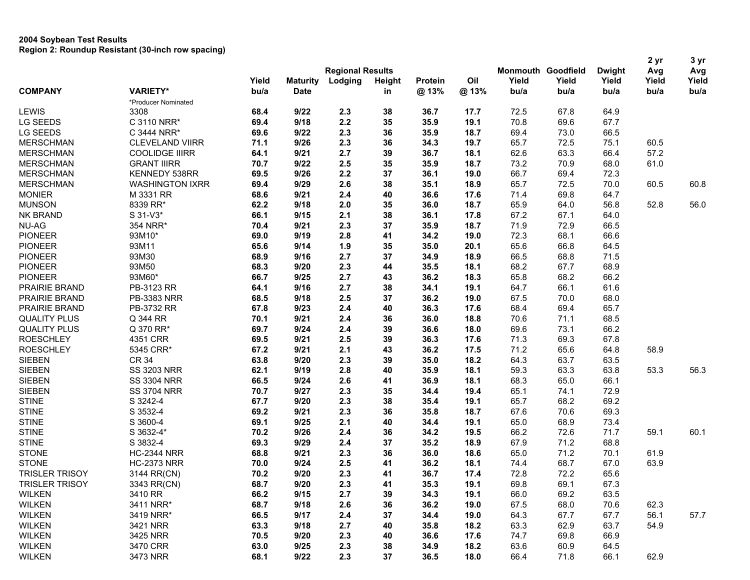**2004 Soybean Test Results**
**Region 2: Roundup Resistant (30-inch row spacing)**

| | | Regional Results | | | | | | Monmouth | Goodfield | Dwight | 2 yr Avg | 3 yr Avg |
|---|---|---|---|---|---|---|---|---|---|---|---|---|
| COMPANY | VARIETY* *Producer Nominated | Yield bu/a | Maturity Date | Lodging | Height in | Protein @ 13% | Oil @ 13% | Yield bu/a | Yield bu/a | Yield bu/a | Yield bu/a | Yield bu/a |
| LEWIS | 3308 | **68.4** | **9/22** | **2.3** | **38** | **36.7** | **17.7** | 72.5 | 67.8 | 64.9 | | |
| LG SEEDS | C 3110 NRR* | **69.4** | **9/18** | **2.2** | **35** | **35.9** | **19.1** | 70.8 | 69.6 | 67.7 | | |
| LG SEEDS | C 3444 NRR* | **69.6** | **9/22** | **2.3** | **36** | **35.9** | **18.7** | 69.4 | 73.0 | 66.5 | | |
| MERSCHMAN | CLEVELAND VIIRR | **71.1** | **9/26** | **2.3** | **36** | **34.3** | **19.7** | 65.7 | 72.5 | 75.1 | 60.5 | |
| MERSCHMAN | COOLIDGE IIIRR | **64.1** | **9/21** | **2.7** | **39** | **36.7** | **18.1** | 62.6 | 63.3 | 66.4 | 57.2 | |
| MERSCHMAN | GRANT IIIRR | **70.7** | **9/22** | **2.5** | **35** | **35.9** | **18.7** | 73.2 | 70.9 | 68.0 | 61.0 | |
| MERSCHMAN | KENNEDY 538RR | **69.5** | **9/26** | **2.2** | **37** | **36.1** | **19.0** | 66.7 | 69.4 | 72.3 | | |
| MERSCHMAN | WASHINGTON IXRR | **69.4** | **9/29** | **2.6** | **38** | **35.1** | **18.9** | 65.7 | 72.5 | 70.0 | 60.5 | 60.8 |
| MONIER | M 3331 RR | **68.6** | **9/21** | **2.4** | **40** | **36.6** | **17.6** | 71.4 | 69.8 | 64.7 | | |
| MUNSON | 8339 RR* | **62.2** | **9/18** | **2.0** | **35** | **36.0** | **18.7** | 65.9 | 64.0 | 56.8 | 52.8 | 56.0 |
| NK BRAND | S 31-V3* | **66.1** | **9/15** | **2.1** | **38** | **36.1** | **17.8** | 67.2 | 67.1 | 64.0 | | |
| NU-AG | 354 NRR* | **70.4** | **9/21** | **2.3** | **37** | **35.9** | **18.7** | 71.9 | 72.9 | 66.5 | | |
| PIONEER | 93M10* | **69.0** | **9/19** | **2.8** | **41** | **34.2** | **19.0** | 72.3 | 68.1 | 66.6 | | |
| PIONEER | 93M11 | **65.6** | **9/14** | **1.9** | **35** | **35.0** | **20.1** | 65.6 | 66.8 | 64.5 | | |
| PIONEER | 93M30 | **68.9** | **9/16** | **2.7** | **37** | **34.9** | **18.9** | 66.5 | 68.8 | 71.5 | | |
| PIONEER | 93M50 | **68.3** | **9/20** | **2.3** | **44** | **35.5** | **18.1** | 68.2 | 67.7 | 68.9 | | |
| PIONEER | 93M60* | **66.7** | **9/25** | **2.7** | **43** | **36.2** | **18.3** | 65.8 | 68.2 | 66.2 | | |
| PRAIRIE BRAND | PB-3123 RR | **64.1** | **9/16** | **2.7** | **38** | **34.1** | **19.1** | 64.7 | 66.1 | 61.6 | | |
| PRAIRIE BRAND | PB-3383 NRR | **68.5** | **9/18** | **2.5** | **37** | **36.2** | **19.0** | 67.5 | 70.0 | 68.0 | | |
| PRAIRIE BRAND | PB-3732 RR | **67.8** | **9/23** | **2.4** | **40** | **36.3** | **17.6** | 68.4 | 69.4 | 65.7 | | |
| QUALITY PLUS | Q 344 RR | **70.1** | **9/21** | **2.4** | **36** | **36.0** | **18.8** | 70.6 | 71.1 | 68.5 | | |
| QUALITY PLUS | Q 370 RR* | **69.7** | **9/24** | **2.4** | **39** | **36.6** | **18.0** | 69.6 | 73.1 | 66.2 | | |
| ROESCHLEY | 4351 CRR | **69.5** | **9/21** | **2.5** | **39** | **36.3** | **17.6** | 71.3 | 69.3 | 67.8 | | |
| ROESCHLEY | 5345 CRR* | **67.2** | **9/21** | **2.1** | **43** | **36.2** | **17.5** | 71.2 | 65.6 | 64.8 | 58.9 | |
| SIEBEN | CR 34 | **63.8** | **9/20** | **2.3** | **39** | **35.0** | **18.2** | 64.3 | 63.7 | 63.5 | | |
| SIEBEN | SS 3203 NRR | **62.1** | **9/19** | **2.8** | **40** | **35.9** | **18.1** | 59.3 | 63.3 | 63.8 | 53.3 | 56.3 |
| SIEBEN | SS 3304 NRR | **66.5** | **9/24** | **2.6** | **41** | **36.9** | **18.1** | 68.3 | 65.0 | 66.1 | | |
| SIEBEN | SS 3704 NRR | **70.7** | **9/27** | **2.3** | **35** | **34.4** | **19.4** | 65.1 | 74.1 | 72.9 | | |
| STINE | S 3242-4 | **67.7** | **9/20** | **2.3** | **38** | **35.4** | **19.1** | 65.7 | 68.2 | 69.2 | | |
| STINE | S 3532-4 | **69.2** | **9/21** | **2.3** | **36** | **35.8** | **18.7** | 67.6 | 70.6 | 69.3 | | |
| STINE | S 3600-4 | **69.1** | **9/25** | **2.1** | **40** | **34.4** | **19.1** | 65.0 | 68.9 | 73.4 | | |
| STINE | S 3632-4* | **70.2** | **9/26** | **2.4** | **36** | **34.2** | **19.5** | 66.2 | 72.6 | 71.7 | 59.1 | 60.1 |
| STINE | S 3832-4 | **69.3** | **9/29** | **2.4** | **37** | **35.2** | **18.9** | 67.9 | 71.2 | 68.8 | | |
| STONE | HC-2344 NRR | **68.8** | **9/21** | **2.3** | **36** | **36.0** | **18.6** | 65.0 | 71.2 | 70.1 | 61.9 | |
| STONE | HC-2373 NRR | **70.0** | **9/24** | **2.5** | **41** | **36.2** | **18.1** | 74.4 | 68.7 | 67.0 | 63.9 | |
| TRISLER TRISOY | 3144 RR(CN) | **70.2** | **9/20** | **2.3** | **41** | **36.7** | **17.4** | 72.8 | 72.2 | 65.6 | | |
| TRISLER TRISOY | 3343 RR(CN) | **68.7** | **9/20** | **2.3** | **41** | **35.3** | **19.1** | 69.8 | 69.1 | 67.3 | | |
| WILKEN | 3410 RR | **66.2** | **9/15** | **2.7** | **39** | **34.3** | **19.1** | 66.0 | 69.2 | 63.5 | | |
| WILKEN | 3411 NRR* | **68.7** | **9/18** | **2.6** | **36** | **36.2** | **19.0** | 67.5 | 68.0 | 70.6 | 62.3 | |
| WILKEN | 3419 NRR* | **66.5** | **9/17** | **2.4** | **37** | **34.4** | **19.0** | 64.3 | 67.7 | 67.7 | 56.1 | 57.7 |
| WILKEN | 3421 NRR | **63.3** | **9/18** | **2.7** | **40** | **35.8** | **18.2** | 63.3 | 62.9 | 63.7 | 54.9 | |
| WILKEN | 3425 NRR | **70.5** | **9/20** | **2.3** | **40** | **36.6** | **17.6** | 74.7 | 69.8 | 66.9 | | |
| WILKEN | 3470 CRR | **63.0** | **9/25** | **2.3** | **38** | **34.9** | **18.2** | 63.6 | 60.9 | 64.5 | | |
| WILKEN | 3473 NRR | **68.1** | **9/22** | **2.3** | **37** | **36.5** | **18.0** | 66.4 | 71.8 | 66.1 | 62.9 | |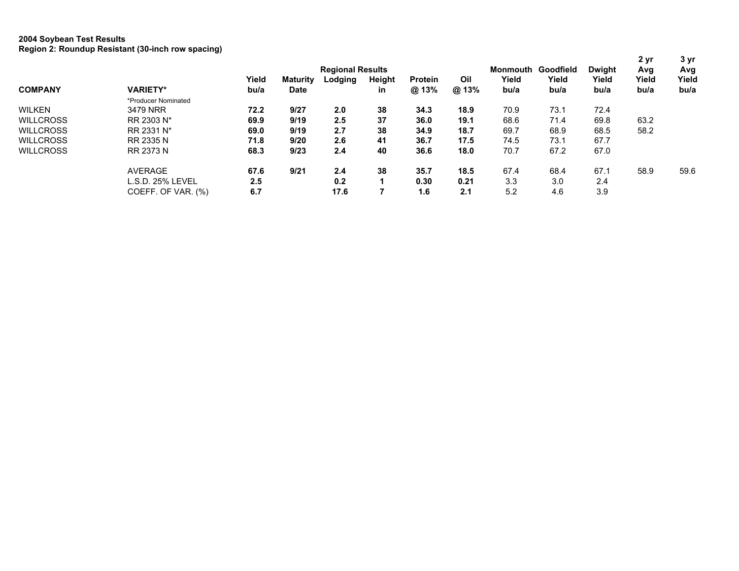**2004 Soybean Test Results**
**Region 2: Roundup Resistant (30-inch row spacing)**

| | | Regional Results | | | | | | | | | | |
|---|---|---|---|---|---|---|---|---|---|---|---|---|
| COMPANY | VARIETY* | Yield bu/a | Maturity Date | Lodging | Height in | Protein @ 13% | Oil @ 13% | Monmouth Yield bu/a | Goodfield Yield bu/a | Dwight Yield bu/a | 2 yr Avg Yield bu/a | 3 yr Avg Yield bu/a |
| | *Producer Nominated | | | | | | | | | | | |
| WILKEN | 3479 NRR | **72.2** | **9/27** | **2.0** | **38** | **34.3** | **18.9** | 70.9 | 73.1 | 72.4 | | |
| WILLCROSS | RR 2303 N* | **69.9** | **9/19** | **2.5** | **37** | **36.0** | **19.1** | 68.6 | 71.4 | 69.8 | 63.2 | |
| WILLCROSS | RR 2331 N* | **69.0** | **9/19** | **2.7** | **38** | **34.9** | **18.7** | 69.7 | 68.9 | 68.5 | 58.2 | |
| WILLCROSS | RR 2335 N | **71.8** | **9/20** | **2.6** | **41** | **36.7** | **17.5** | 74.5 | 73.1 | 67.7 | | |
| WILLCROSS | RR 2373 N | **68.3** | **9/23** | **2.4** | **40** | **36.6** | **18.0** | 70.7 | 67.2 | 67.0 | | |
| | AVERAGE | **67.6** | **9/21** | **2.4** | **38** | **35.7** | **18.5** | 67.4 | 68.4 | 67.1 | 58.9 | 59.6 |
| | L.S.D. 25% LEVEL | **2.5** | | **0.2** | **1** | **0.30** | **0.21** | 3.3 | 3.0 | 2.4 | | |
| | COEFF. OF VAR. (%) | **6.7** | | **17.6** | **7** | **1.6** | **2.1** | 5.2 | 4.6 | 3.9 | | |